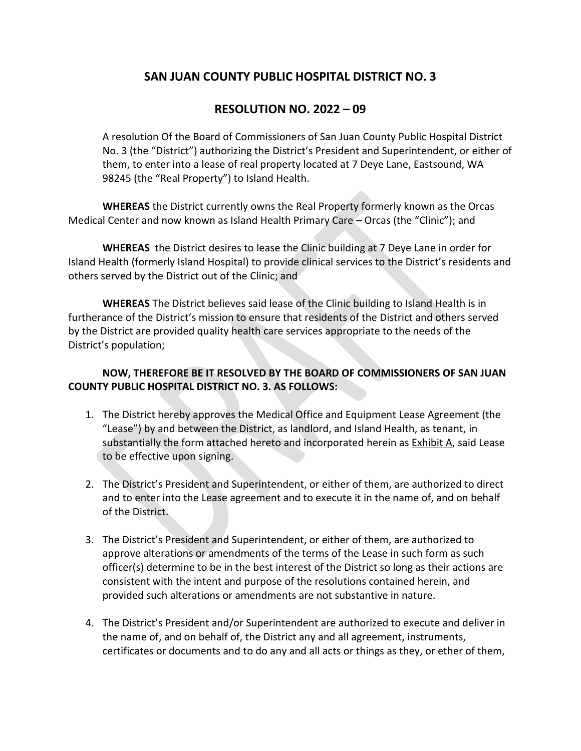# SAN JUAN COUNTY PUBLIC HOSPITAL DISTRICT NO. 3

## RESOLUTION NO. 2022 – 09

A resolution Of the Board of Commissioners of San Juan County Public Hospital District No. 3 (the "District") authorizing the District's President and Superintendent, or either of them, to enter into a lease of real property located at 7 Deye Lane, Eastsound, WA 98245 (the "Real Property") to Island Health.

**WHEREAS** the District currently owns the Real Property formerly known as the Orcas Medical Center and now known as Island Health Primary Care – Orcas (the "Clinic"); and

**WHEREAS** the District desires to lease the Clinic building at 7 Deye Lane in order for Island Health (formerly Island Hospital) to provide clinical services to the District's residents and others served by the District out of the Clinic; and

**WHEREAS** The District believes said lease of the Clinic building to Island Health is in furtherance of the District's mission to ensure that residents of the District and others served by the District are provided quality health care services appropriate to the needs of the District's population;

**NOW, THEREFORE BE IT RESOLVED BY THE BOARD OF COMMISSIONERS OF SAN JUAN COUNTY PUBLIC HOSPITAL DISTRICT NO. 3. AS FOLLOWS:**

1. The District hereby approves the Medical Office and Equipment Lease Agreement (the "Lease") by and between the District, as landlord, and Island Health, as tenant, in substantially the form attached hereto and incorporated herein as Exhibit A, said Lease to be effective upon signing.

2. The District's President and Superintendent, or either of them, are authorized to direct and to enter into the Lease agreement and to execute it in the name of, and on behalf of the District.

3. The District's President and Superintendent, or either of them, are authorized to approve alterations or amendments of the terms of the Lease in such form as such officer(s) determine to be in the best interest of the District so long as their actions are consistent with the intent and purpose of the resolutions contained herein, and provided such alterations or amendments are not substantive in nature.

4. The District's President and/or Superintendent are authorized to execute and deliver in the name of, and on behalf of, the District any and all agreement, instruments, certificates or documents and to do any and all acts or things as they, or ether of them,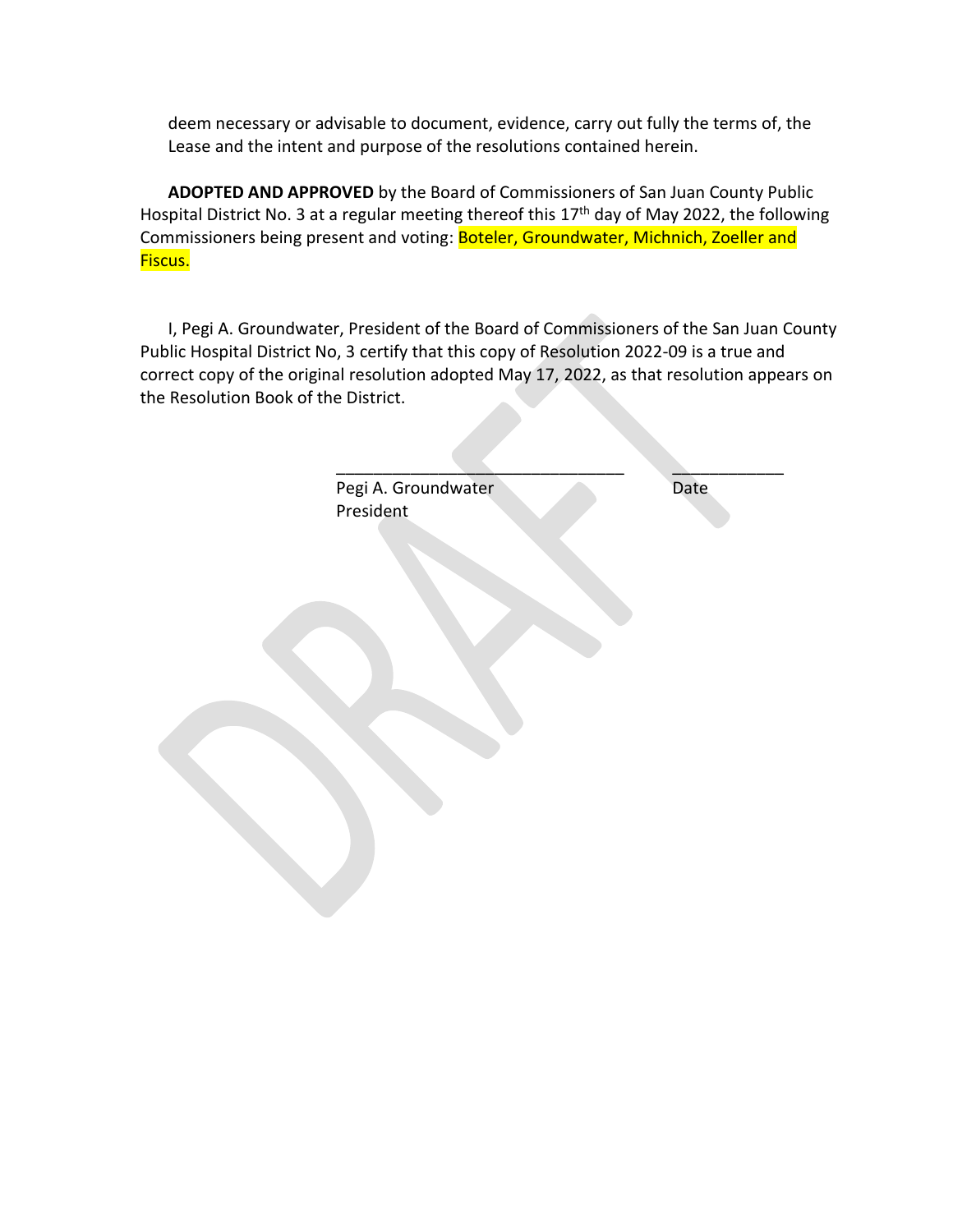deem necessary or advisable to document, evidence, carry out fully the terms of, the Lease and the intent and purpose of the resolutions contained herein.

**ADOPTED AND APPROVED** by the Board of Commissioners of San Juan County Public Hospital District No. 3 at a regular meeting thereof this 17th day of May 2022, the following Commissioners being present and voting: Boteler, Groundwater, Michnich, Zoeller and Fiscus.

I, Pegi A. Groundwater, President of the Board of Commissioners of the San Juan County Public Hospital District No, 3 certify that this copy of Resolution 2022-09 is a true and correct copy of the original resolution adopted May 17, 2022, as that resolution appears on the Resolution Book of the District.

\_\_\_\_\_\_\_\_\_\_\_\_\_\_\_\_\_\_\_\_\_\_\_\_\_\_\_\_\_\_\_\_ \_\_\_\_\_\_\_\_\_\_\_\_\_

Pegi A. Groundwater Date

President

DRAFT